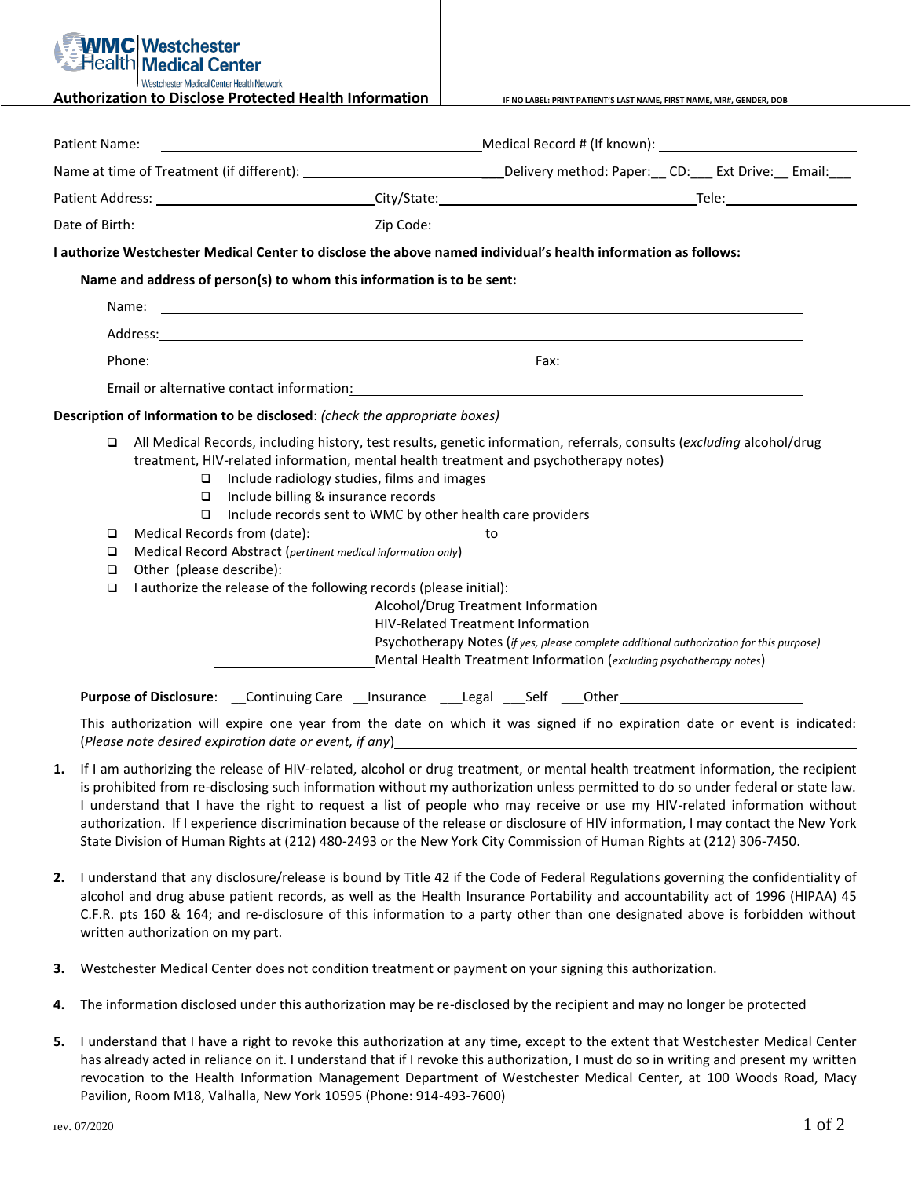WMC Health | Westchester Medical Center

Westchester Medical Center Health Network

## Authorization to Disclose Protected Health Information

IF NO LABEL: PRINT PATIENT'S LAST NAME, FIRST NAME, MR#, GENDER, DOB

Patient Name: ______________________ Medical Record # (If known): ______________________

Name at time of Treatment (if different): ______________________ Delivery method: Paper:__ CD:___ Ext Drive:__ Email:___

Patient Address: ______________________ City/State: ______________________ Tele: ______________________

Date of Birth: ______________________ Zip Code: ______________

**I authorize Westchester Medical Center to disclose the above named individual's health information as follows:**

**Name and address of person(s) to whom this information is to be sent:**

Name: ______________________________________________

Address: ______________________________________________

Phone: ______________________ Fax: ______________________

Email or alternative contact information: ______________________________________________

**Description of Information to be disclosed**: *(check the appropriate boxes)*

- ❑ All Medical Records, including history, test results, genetic information, referrals, consults (*excluding* alcohol/drug treatment, HIV-related information, mental health treatment and psychotherapy notes)
  - ❑ Include radiology studies, films and images
  - ❑ Include billing & insurance records
  - ❑ Include records sent to WMC by other health care providers
- ❑ Medical Records from (date): ______________________ to ______________________
- ❑ Medical Record Abstract (*pertinent medical information only*)
- ❑ Other (please describe): ______________________________________________
- ❑ I authorize the release of the following records (please initial):
  - ______________________ Alcohol/Drug Treatment Information
  - ______________________ HIV-Related Treatment Information
  - ______________________ Psychotherapy Notes (*if yes, please complete additional authorization for this purpose*)
  - ______________________ Mental Health Treatment Information (*excluding psychotherapy notes*)

**Purpose of Disclosure**: __Continuing Care __Insurance ___Legal ___Self ___Other ______________________

This authorization will expire one year from the date on which it was signed if no expiration date or event is indicated: (*Please note desired expiration date or event, if any*) ______________________________________________

1. If I am authorizing the release of HIV-related, alcohol or drug treatment, or mental health treatment information, the recipient is prohibited from re-disclosing such information without my authorization unless permitted to do so under federal or state law. I understand that I have the right to request a list of people who may receive or use my HIV-related information without authorization. If I experience discrimination because of the release or disclosure of HIV information, I may contact the New York State Division of Human Rights at (212) 480-2493 or the New York City Commission of Human Rights at (212) 306-7450.

2. I understand that any disclosure/release is bound by Title 42 if the Code of Federal Regulations governing the confidentiality of alcohol and drug abuse patient records, as well as the Health Insurance Portability and accountability act of 1996 (HIPAA) 45 C.F.R. pts 160 & 164; and re-disclosure of this information to a party other than one designated above is forbidden without written authorization on my part.

3. Westchester Medical Center does not condition treatment or payment on your signing this authorization.

4. The information disclosed under this authorization may be re-disclosed by the recipient and may no longer be protected

5. I understand that I have a right to revoke this authorization at any time, except to the extent that Westchester Medical Center has already acted in reliance on it. I understand that if I revoke this authorization, I must do so in writing and present my written revocation to the Health Information Management Department of Westchester Medical Center, at 100 Woods Road, Macy Pavilion, Room M18, Valhalla, New York 10595 (Phone: 914-493-7600)

rev. 07/2020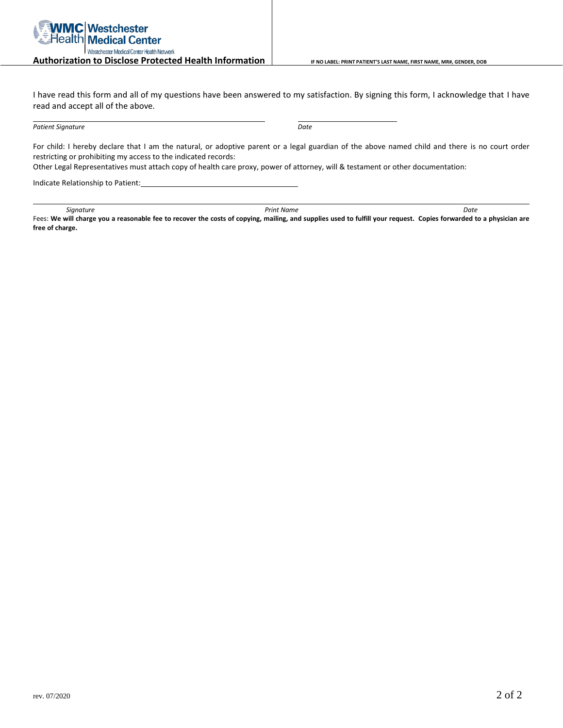Westchester Medical Center

Westchester Medical Center Health Network

# Authorization to Disclose Protected Health Information

IF NO LABEL: PRINT PATIENT'S LAST NAME, FIRST NAME, MR#, GENDER, DOB

I have read this form and all of my questions have been answered to my satisfaction. By signing this form, I acknowledge that I have read and accept all of the above.

_______________________________________ &nbsp;&nbsp;&nbsp;&nbsp; ____________________

*Patient Signature* &nbsp;&nbsp;&nbsp;&nbsp; *Date*

For child: I hereby declare that I am the natural, or adoptive parent or a legal guardian of the above named child and there is no court order restricting or prohibiting my access to the indicated records:

Other Legal Representatives must attach copy of health care proxy, power of attorney, will & testament or other documentation:

Indicate Relationship to Patient: ______________________________

_______________________________________________________________________________

*Signature* &nbsp;&nbsp;&nbsp;&nbsp; *Print Name* &nbsp;&nbsp;&nbsp;&nbsp; *Date*

Fees: **We will charge you a reasonable fee to recover the costs of copying, mailing, and supplies used to fulfill your request. Copies forwarded to a physician are free of charge.**

rev. 07/2020